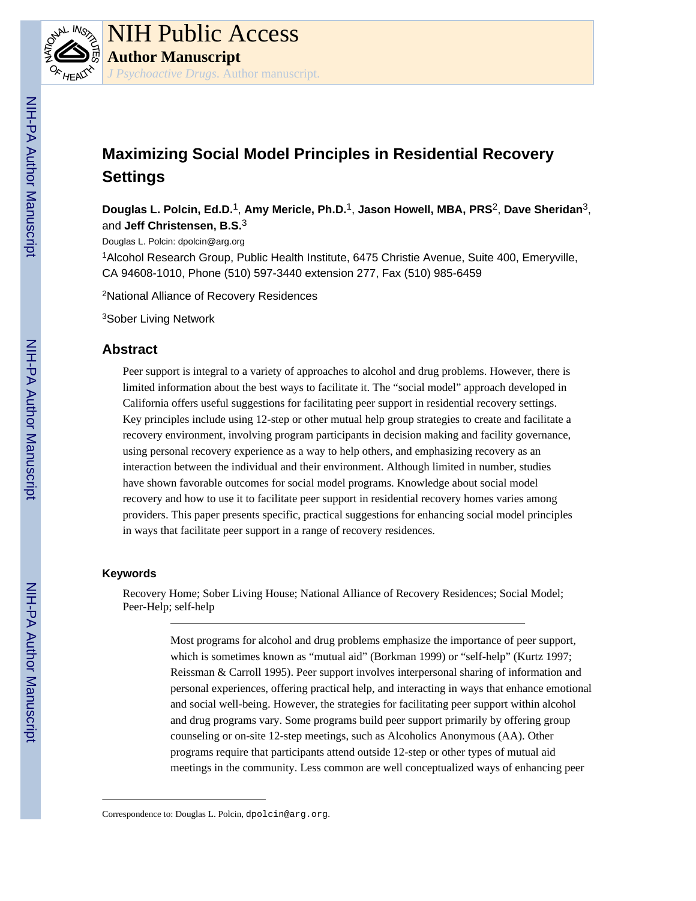# Maximizing Social Model Principles in Residential Recovery Settings

**Douglas L. Polcin, Ed.D.**[1], **Amy Mericle, Ph.D.**[1], **Jason Howell, MBA, PRS**[2], **Dave Sheridan**[3], and **Jeff Christensen, B.S.**[3]

Douglas L. Polcin: dpolcin@arg.org

[1]Alcohol Research Group, Public Health Institute, 6475 Christie Avenue, Suite 400, Emeryville, CA 94608-1010, Phone (510) 597-3440 extension 277, Fax (510) 985-6459

[2]National Alliance of Recovery Residences

[3]Sober Living Network

## Abstract

Peer support is integral to a variety of approaches to alcohol and drug problems. However, there is limited information about the best ways to facilitate it. The "social model" approach developed in California offers useful suggestions for facilitating peer support in residential recovery settings. Key principles include using 12-step or other mutual help group strategies to create and facilitate a recovery environment, involving program participants in decision making and facility governance, using personal recovery experience as a way to help others, and emphasizing recovery as an interaction between the individual and their environment. Although limited in number, studies have shown favorable outcomes for social model programs. Knowledge about social model recovery and how to use it to facilitate peer support in residential recovery homes varies among providers. This paper presents specific, practical suggestions for enhancing social model principles in ways that facilitate peer support in a range of recovery residences.

### Keywords

Recovery Home; Sober Living House; National Alliance of Recovery Residences; Social Model; Peer-Help; self-help

---

Most programs for alcohol and drug problems emphasize the importance of peer support, which is sometimes known as "mutual aid" (Borkman 1999) or "self-help" (Kurtz 1997; Reissman & Carroll 1995). Peer support involves interpersonal sharing of information and personal experiences, offering practical help, and interacting in ways that enhance emotional and social well-being. However, the strategies for facilitating peer support within alcohol and drug programs vary. Some programs build peer support primarily by offering group counseling or on-site 12-step meetings, such as Alcoholics Anonymous (AA). Other programs require that participants attend outside 12-step or other types of mutual aid meetings in the community. Less common are well conceptualized ways of enhancing peer

---

Correspondence to: Douglas L. Polcin, dpolcin@arg.org.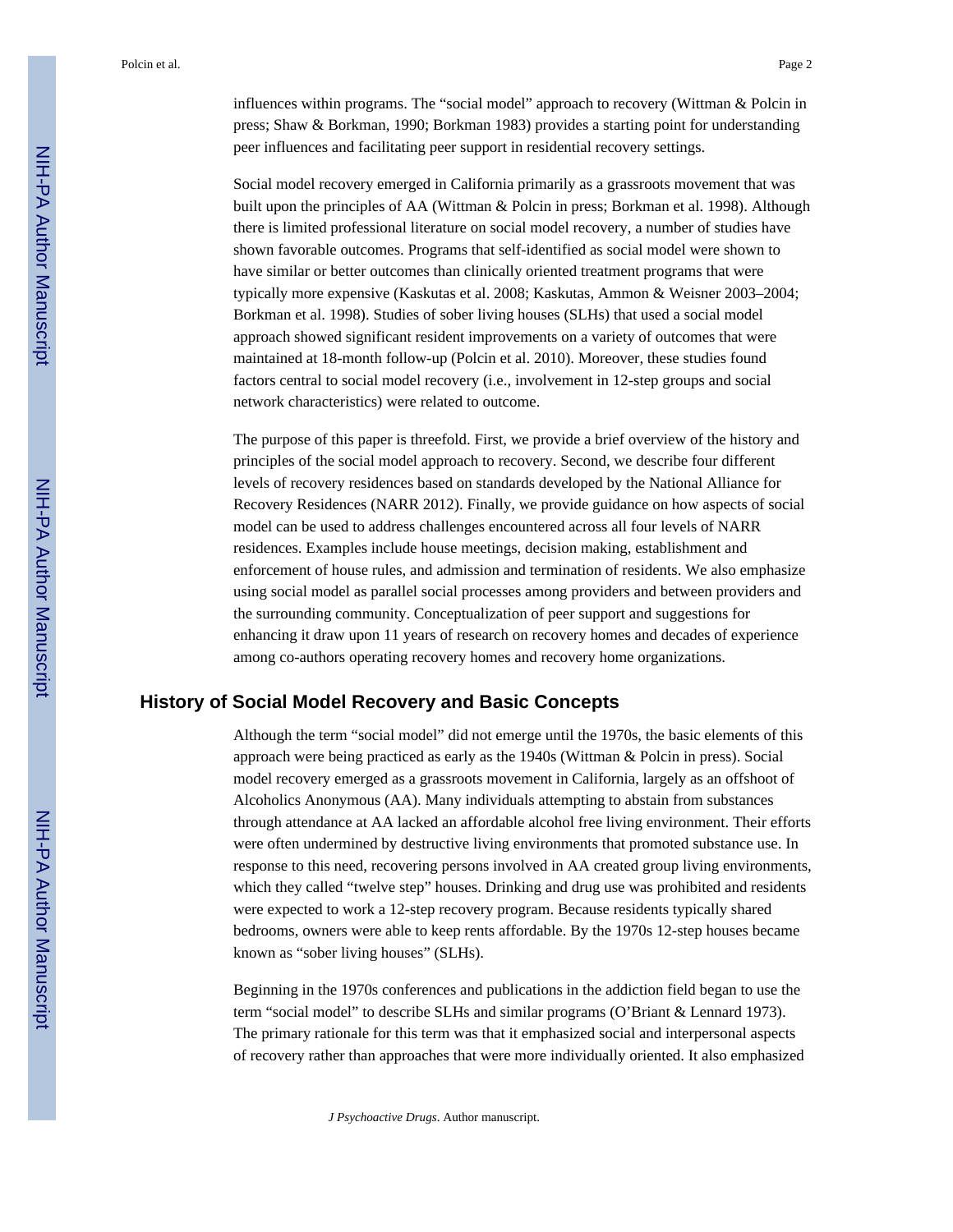influences within programs. The "social model" approach to recovery (Wittman & Polcin in press; Shaw & Borkman, 1990; Borkman 1983) provides a starting point for understanding peer influences and facilitating peer support in residential recovery settings.

Social model recovery emerged in California primarily as a grassroots movement that was built upon the principles of AA (Wittman & Polcin in press; Borkman et al. 1998). Although there is limited professional literature on social model recovery, a number of studies have shown favorable outcomes. Programs that self-identified as social model were shown to have similar or better outcomes than clinically oriented treatment programs that were typically more expensive (Kaskutas et al. 2008; Kaskutas, Ammon & Weisner 2003–2004; Borkman et al. 1998). Studies of sober living houses (SLHs) that used a social model approach showed significant resident improvements on a variety of outcomes that were maintained at 18-month follow-up (Polcin et al. 2010). Moreover, these studies found factors central to social model recovery (i.e., involvement in 12-step groups and social network characteristics) were related to outcome.

The purpose of this paper is threefold. First, we provide a brief overview of the history and principles of the social model approach to recovery. Second, we describe four different levels of recovery residences based on standards developed by the National Alliance for Recovery Residences (NARR 2012). Finally, we provide guidance on how aspects of social model can be used to address challenges encountered across all four levels of NARR residences. Examples include house meetings, decision making, establishment and enforcement of house rules, and admission and termination of residents. We also emphasize using social model as parallel social processes among providers and between providers and the surrounding community. Conceptualization of peer support and suggestions for enhancing it draw upon 11 years of research on recovery homes and decades of experience among co-authors operating recovery homes and recovery home organizations.

## History of Social Model Recovery and Basic Concepts

Although the term "social model" did not emerge until the 1970s, the basic elements of this approach were being practiced as early as the 1940s (Wittman & Polcin in press). Social model recovery emerged as a grassroots movement in California, largely as an offshoot of Alcoholics Anonymous (AA). Many individuals attempting to abstain from substances through attendance at AA lacked an affordable alcohol free living environment. Their efforts were often undermined by destructive living environments that promoted substance use. In response to this need, recovering persons involved in AA created group living environments, which they called "twelve step" houses. Drinking and drug use was prohibited and residents were expected to work a 12-step recovery program. Because residents typically shared bedrooms, owners were able to keep rents affordable. By the 1970s 12-step houses became known as "sober living houses" (SLHs).

Beginning in the 1970s conferences and publications in the addiction field began to use the term "social model" to describe SLHs and similar programs (O'Briant & Lennard 1973). The primary rationale for this term was that it emphasized social and interpersonal aspects of recovery rather than approaches that were more individually oriented. It also emphasized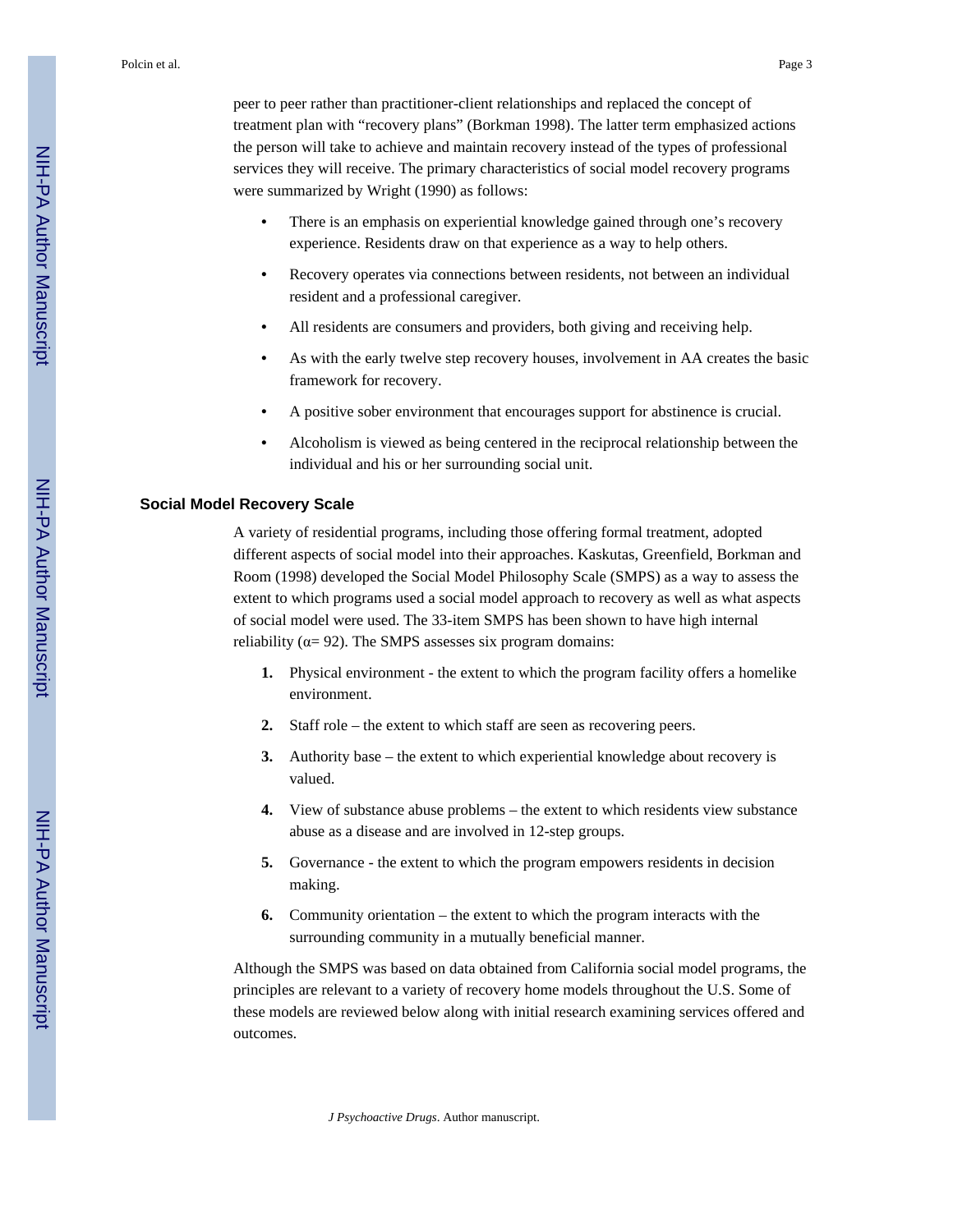peer to peer rather than practitioner-client relationships and replaced the concept of treatment plan with "recovery plans" (Borkman 1998). The latter term emphasized actions the person will take to achieve and maintain recovery instead of the types of professional services they will receive. The primary characteristics of social model recovery programs were summarized by Wright (1990) as follows:

- There is an emphasis on experiential knowledge gained through one's recovery experience. Residents draw on that experience as a way to help others.
- Recovery operates via connections between residents, not between an individual resident and a professional caregiver.
- All residents are consumers and providers, both giving and receiving help.
- As with the early twelve step recovery houses, involvement in AA creates the basic framework for recovery.
- A positive sober environment that encourages support for abstinence is crucial.
- Alcoholism is viewed as being centered in the reciprocal relationship between the individual and his or her surrounding social unit.

## Social Model Recovery Scale

A variety of residential programs, including those offering formal treatment, adopted different aspects of social model into their approaches. Kaskutas, Greenfield, Borkman and Room (1998) developed the Social Model Philosophy Scale (SMPS) as a way to assess the extent to which programs used a social model approach to recovery as well as what aspects of social model were used. The 33-item SMPS has been shown to have high internal reliability ($\alpha$= 92). The SMPS assesses six program domains:

1. Physical environment - the extent to which the program facility offers a homelike environment.
2. Staff role – the extent to which staff are seen as recovering peers.
3. Authority base – the extent to which experiential knowledge about recovery is valued.
4. View of substance abuse problems – the extent to which residents view substance abuse as a disease and are involved in 12-step groups.
5. Governance - the extent to which the program empowers residents in decision making.
6. Community orientation – the extent to which the program interacts with the surrounding community in a mutually beneficial manner.

Although the SMPS was based on data obtained from California social model programs, the principles are relevant to a variety of recovery home models throughout the U.S. Some of these models are reviewed below along with initial research examining services offered and outcomes.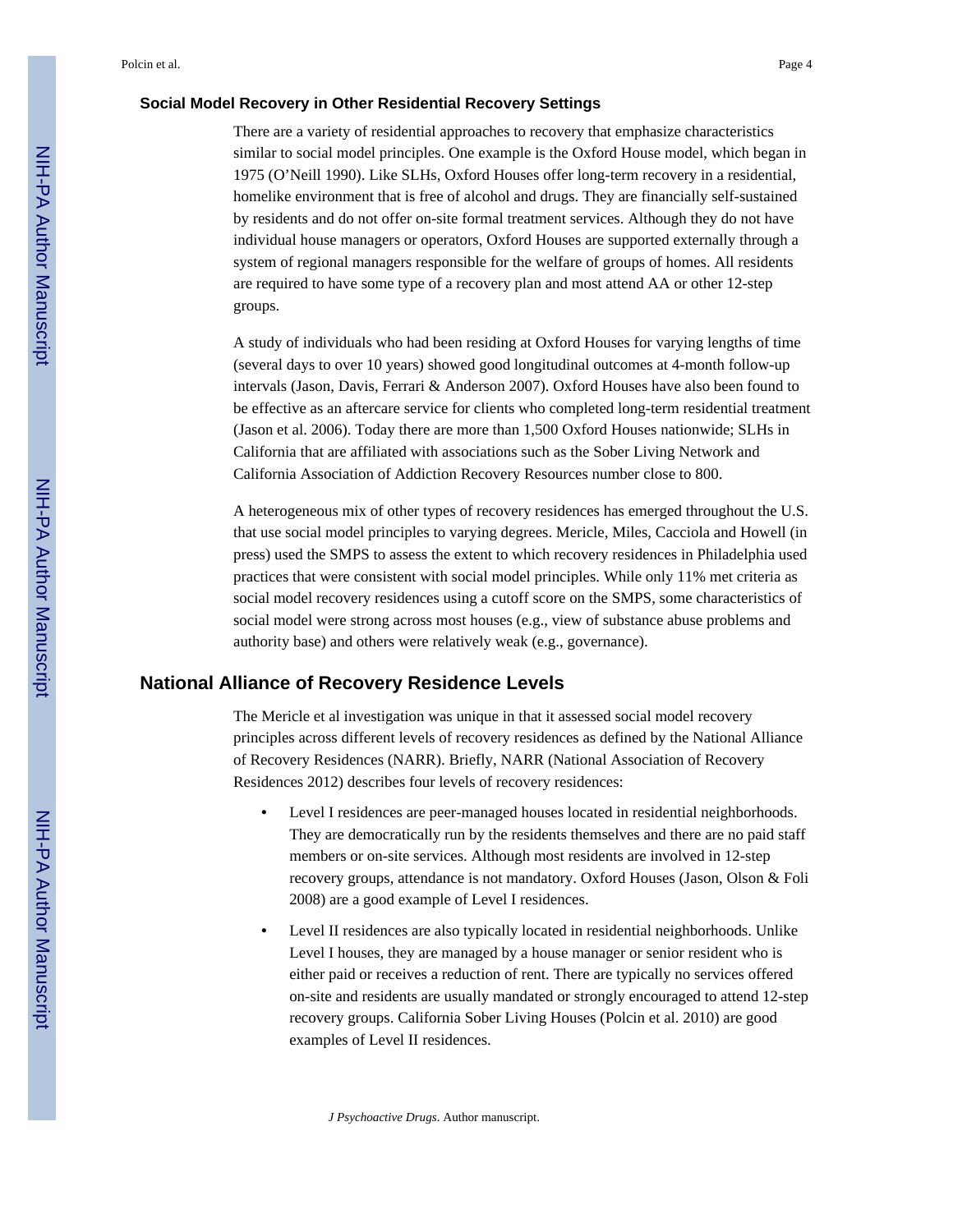### Social Model Recovery in Other Residential Recovery Settings

There are a variety of residential approaches to recovery that emphasize characteristics similar to social model principles. One example is the Oxford House model, which began in 1975 (O'Neill 1990). Like SLHs, Oxford Houses offer long-term recovery in a residential, homelike environment that is free of alcohol and drugs. They are financially self-sustained by residents and do not offer on-site formal treatment services. Although they do not have individual house managers or operators, Oxford Houses are supported externally through a system of regional managers responsible for the welfare of groups of homes. All residents are required to have some type of a recovery plan and most attend AA or other 12-step groups.

A study of individuals who had been residing at Oxford Houses for varying lengths of time (several days to over 10 years) showed good longitudinal outcomes at 4-month follow-up intervals (Jason, Davis, Ferrari & Anderson 2007). Oxford Houses have also been found to be effective as an aftercare service for clients who completed long-term residential treatment (Jason et al. 2006). Today there are more than 1,500 Oxford Houses nationwide; SLHs in California that are affiliated with associations such as the Sober Living Network and California Association of Addiction Recovery Resources number close to 800.

A heterogeneous mix of other types of recovery residences has emerged throughout the U.S. that use social model principles to varying degrees. Mericle, Miles, Cacciola and Howell (in press) used the SMPS to assess the extent to which recovery residences in Philadelphia used practices that were consistent with social model principles. While only 11% met criteria as social model recovery residences using a cutoff score on the SMPS, some characteristics of social model were strong across most houses (e.g., view of substance abuse problems and authority base) and others were relatively weak (e.g., governance).

## National Alliance of Recovery Residence Levels

The Mericle et al investigation was unique in that it assessed social model recovery principles across different levels of recovery residences as defined by the National Alliance of Recovery Residences (NARR). Briefly, NARR (National Association of Recovery Residences 2012) describes four levels of recovery residences:

- Level I residences are peer-managed houses located in residential neighborhoods. They are democratically run by the residents themselves and there are no paid staff members or on-site services. Although most residents are involved in 12-step recovery groups, attendance is not mandatory. Oxford Houses (Jason, Olson & Foli 2008) are a good example of Level I residences.
- Level II residences are also typically located in residential neighborhoods. Unlike Level I houses, they are managed by a house manager or senior resident who is either paid or receives a reduction of rent. There are typically no services offered on-site and residents are usually mandated or strongly encouraged to attend 12-step recovery groups. California Sober Living Houses (Polcin et al. 2010) are good examples of Level II residences.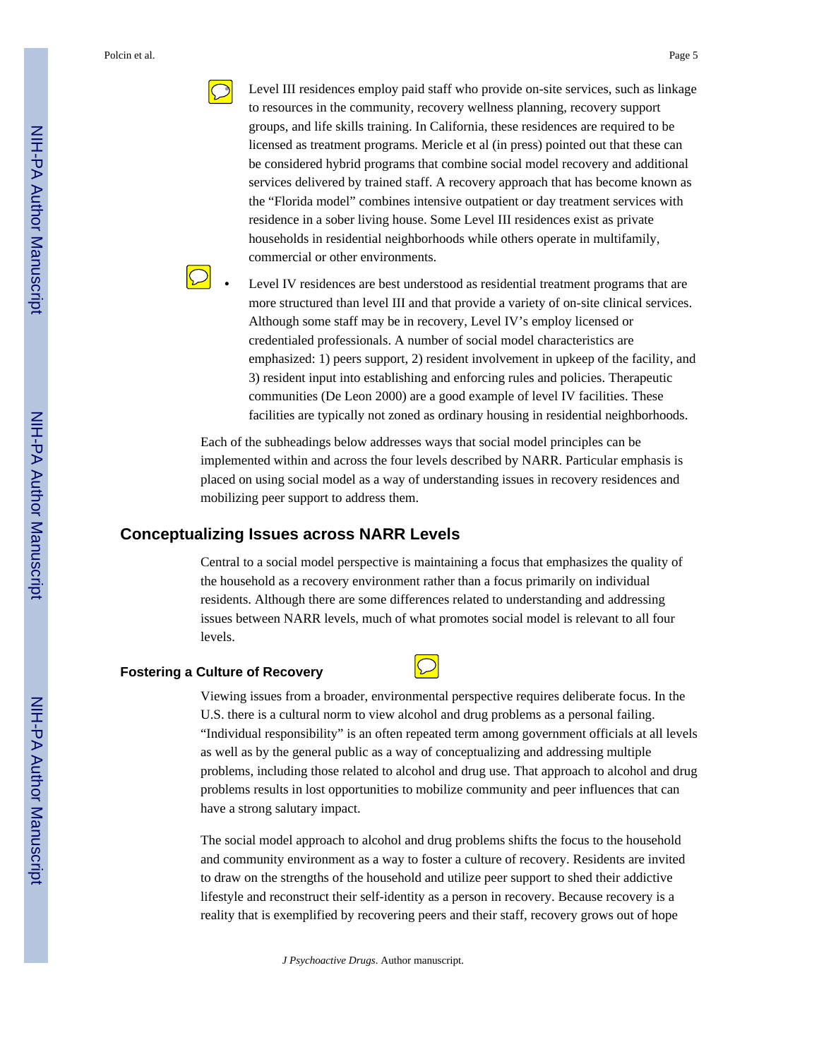- Level III residences employ paid staff who provide on-site services, such as linkage to resources in the community, recovery wellness planning, recovery support groups, and life skills training. In California, these residences are required to be licensed as treatment programs. Mericle et al (in press) pointed out that these can be considered hybrid programs that combine social model recovery and additional services delivered by trained staff. A recovery approach that has become known as the "Florida model" combines intensive outpatient or day treatment services with residence in a sober living house. Some Level III residences exist as private households in residential neighborhoods while others operate in multifamily, commercial or other environments.

- Level IV residences are best understood as residential treatment programs that are more structured than level III and that provide a variety of on-site clinical services. Although some staff may be in recovery, Level IV's employ licensed or credentialed professionals. A number of social model characteristics are emphasized: 1) peers support, 2) resident involvement in upkeep of the facility, and 3) resident input into establishing and enforcing rules and policies. Therapeutic communities (De Leon 2000) are a good example of level IV facilities. These facilities are typically not zoned as ordinary housing in residential neighborhoods.

Each of the subheadings below addresses ways that social model principles can be implemented within and across the four levels described by NARR. Particular emphasis is placed on using social model as a way of understanding issues in recovery residences and mobilizing peer support to address them.

## Conceptualizing Issues across NARR Levels

Central to a social model perspective is maintaining a focus that emphasizes the quality of the household as a recovery environment rather than a focus primarily on individual residents. Although there are some differences related to understanding and addressing issues between NARR levels, much of what promotes social model is relevant to all four levels.

### Fostering a Culture of Recovery

Viewing issues from a broader, environmental perspective requires deliberate focus. In the U.S. there is a cultural norm to view alcohol and drug problems as a personal failing. "Individual responsibility" is an often repeated term among government officials at all levels as well as by the general public as a way of conceptualizing and addressing multiple problems, including those related to alcohol and drug use. That approach to alcohol and drug problems results in lost opportunities to mobilize community and peer influences that can have a strong salutary impact.

The social model approach to alcohol and drug problems shifts the focus to the household and community environment as a way to foster a culture of recovery. Residents are invited to draw on the strengths of the household and utilize peer support to shed their addictive lifestyle and reconstruct their self-identity as a person in recovery. Because recovery is a reality that is exemplified by recovering peers and their staff, recovery grows out of hope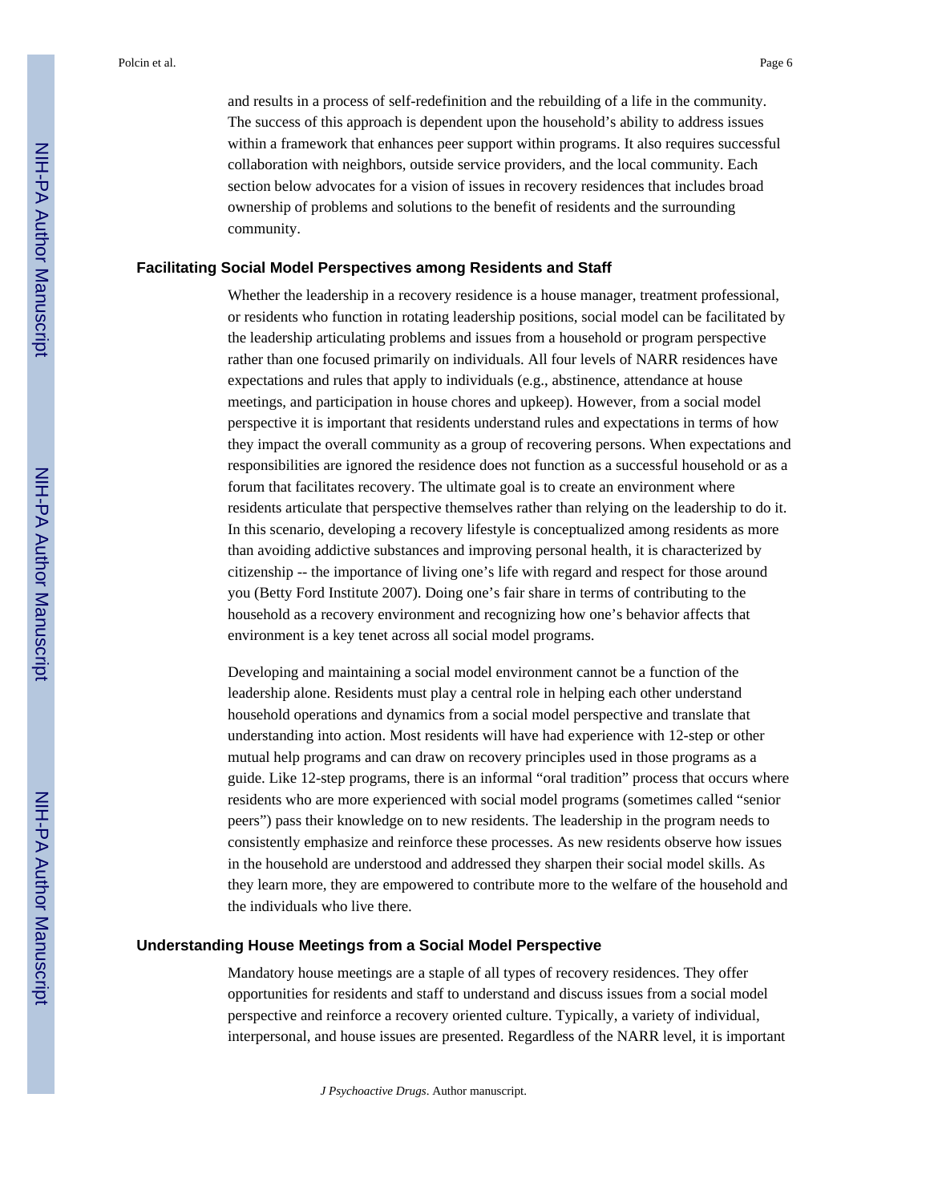and results in a process of self-redefinition and the rebuilding of a life in the community. The success of this approach is dependent upon the household's ability to address issues within a framework that enhances peer support within programs. It also requires successful collaboration with neighbors, outside service providers, and the local community. Each section below advocates for a vision of issues in recovery residences that includes broad ownership of problems and solutions to the benefit of residents and the surrounding community.

## Facilitating Social Model Perspectives among Residents and Staff

Whether the leadership in a recovery residence is a house manager, treatment professional, or residents who function in rotating leadership positions, social model can be facilitated by the leadership articulating problems and issues from a household or program perspective rather than one focused primarily on individuals. All four levels of NARR residences have expectations and rules that apply to individuals (e.g., abstinence, attendance at house meetings, and participation in house chores and upkeep). However, from a social model perspective it is important that residents understand rules and expectations in terms of how they impact the overall community as a group of recovering persons. When expectations and responsibilities are ignored the residence does not function as a successful household or as a forum that facilitates recovery. The ultimate goal is to create an environment where residents articulate that perspective themselves rather than relying on the leadership to do it. In this scenario, developing a recovery lifestyle is conceptualized among residents as more than avoiding addictive substances and improving personal health, it is characterized by citizenship -- the importance of living one's life with regard and respect for those around you (Betty Ford Institute 2007). Doing one's fair share in terms of contributing to the household as a recovery environment and recognizing how one's behavior affects that environment is a key tenet across all social model programs.

Developing and maintaining a social model environment cannot be a function of the leadership alone. Residents must play a central role in helping each other understand household operations and dynamics from a social model perspective and translate that understanding into action. Most residents will have had experience with 12-step or other mutual help programs and can draw on recovery principles used in those programs as a guide. Like 12-step programs, there is an informal "oral tradition" process that occurs where residents who are more experienced with social model programs (sometimes called "senior peers") pass their knowledge on to new residents. The leadership in the program needs to consistently emphasize and reinforce these processes. As new residents observe how issues in the household are understood and addressed they sharpen their social model skills. As they learn more, they are empowered to contribute more to the welfare of the household and the individuals who live there.

## Understanding House Meetings from a Social Model Perspective

Mandatory house meetings are a staple of all types of recovery residences. They offer opportunities for residents and staff to understand and discuss issues from a social model perspective and reinforce a recovery oriented culture. Typically, a variety of individual, interpersonal, and house issues are presented. Regardless of the NARR level, it is important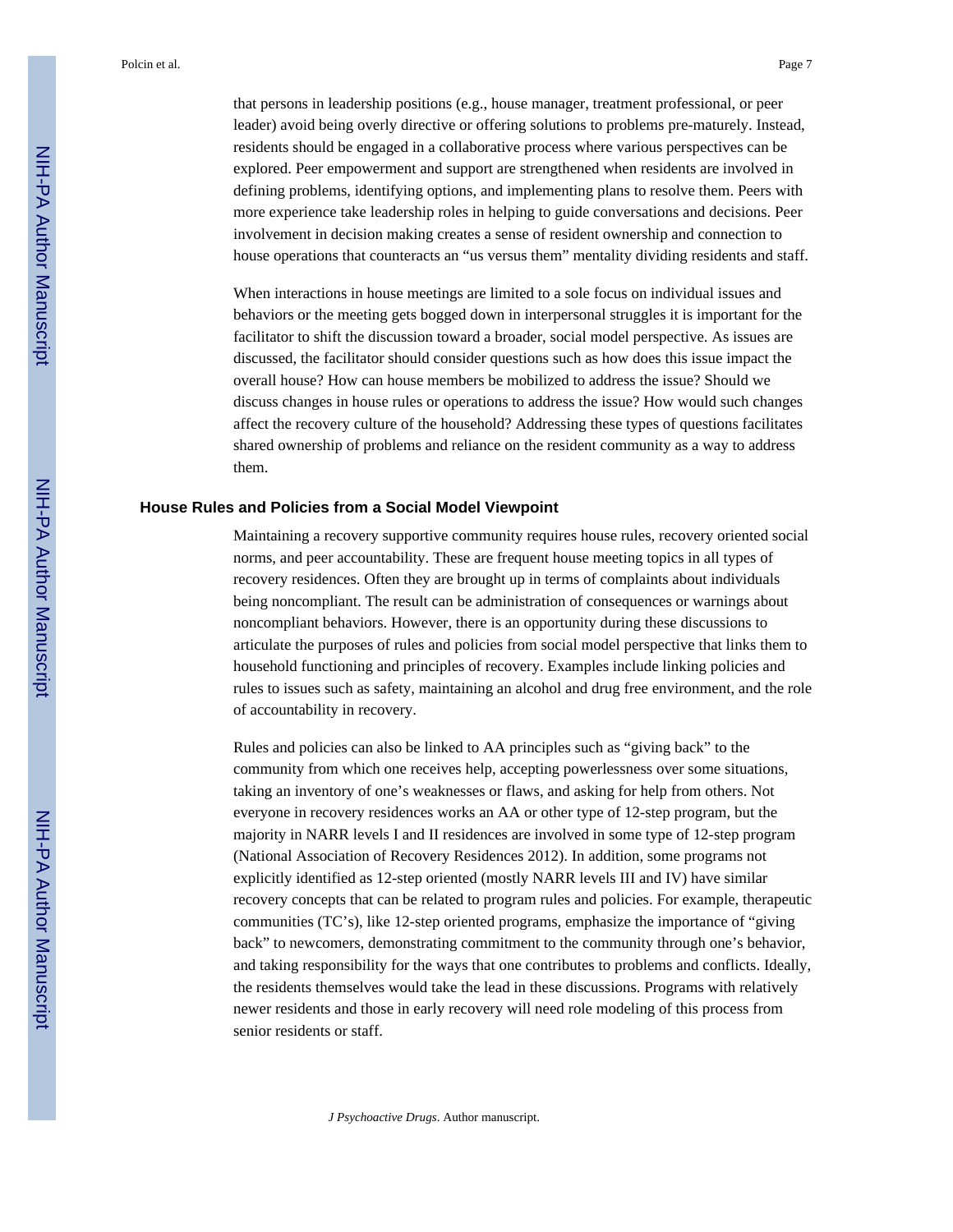that persons in leadership positions (e.g., house manager, treatment professional, or peer leader) avoid being overly directive or offering solutions to problems pre-maturely. Instead, residents should be engaged in a collaborative process where various perspectives can be explored. Peer empowerment and support are strengthened when residents are involved in defining problems, identifying options, and implementing plans to resolve them. Peers with more experience take leadership roles in helping to guide conversations and decisions. Peer involvement in decision making creates a sense of resident ownership and connection to house operations that counteracts an "us versus them" mentality dividing residents and staff.

When interactions in house meetings are limited to a sole focus on individual issues and behaviors or the meeting gets bogged down in interpersonal struggles it is important for the facilitator to shift the discussion toward a broader, social model perspective. As issues are discussed, the facilitator should consider questions such as how does this issue impact the overall house? How can house members be mobilized to address the issue? Should we discuss changes in house rules or operations to address the issue? How would such changes affect the recovery culture of the household? Addressing these types of questions facilitates shared ownership of problems and reliance on the resident community as a way to address them.

## House Rules and Policies from a Social Model Viewpoint

Maintaining a recovery supportive community requires house rules, recovery oriented social norms, and peer accountability. These are frequent house meeting topics in all types of recovery residences. Often they are brought up in terms of complaints about individuals being noncompliant. The result can be administration of consequences or warnings about noncompliant behaviors. However, there is an opportunity during these discussions to articulate the purposes of rules and policies from social model perspective that links them to household functioning and principles of recovery. Examples include linking policies and rules to issues such as safety, maintaining an alcohol and drug free environment, and the role of accountability in recovery.

Rules and policies can also be linked to AA principles such as "giving back" to the community from which one receives help, accepting powerlessness over some situations, taking an inventory of one's weaknesses or flaws, and asking for help from others. Not everyone in recovery residences works an AA or other type of 12-step program, but the majority in NARR levels I and II residences are involved in some type of 12-step program (National Association of Recovery Residences 2012). In addition, some programs not explicitly identified as 12-step oriented (mostly NARR levels III and IV) have similar recovery concepts that can be related to program rules and policies. For example, therapeutic communities (TC's), like 12-step oriented programs, emphasize the importance of "giving back" to newcomers, demonstrating commitment to the community through one's behavior, and taking responsibility for the ways that one contributes to problems and conflicts. Ideally, the residents themselves would take the lead in these discussions. Programs with relatively newer residents and those in early recovery will need role modeling of this process from senior residents or staff.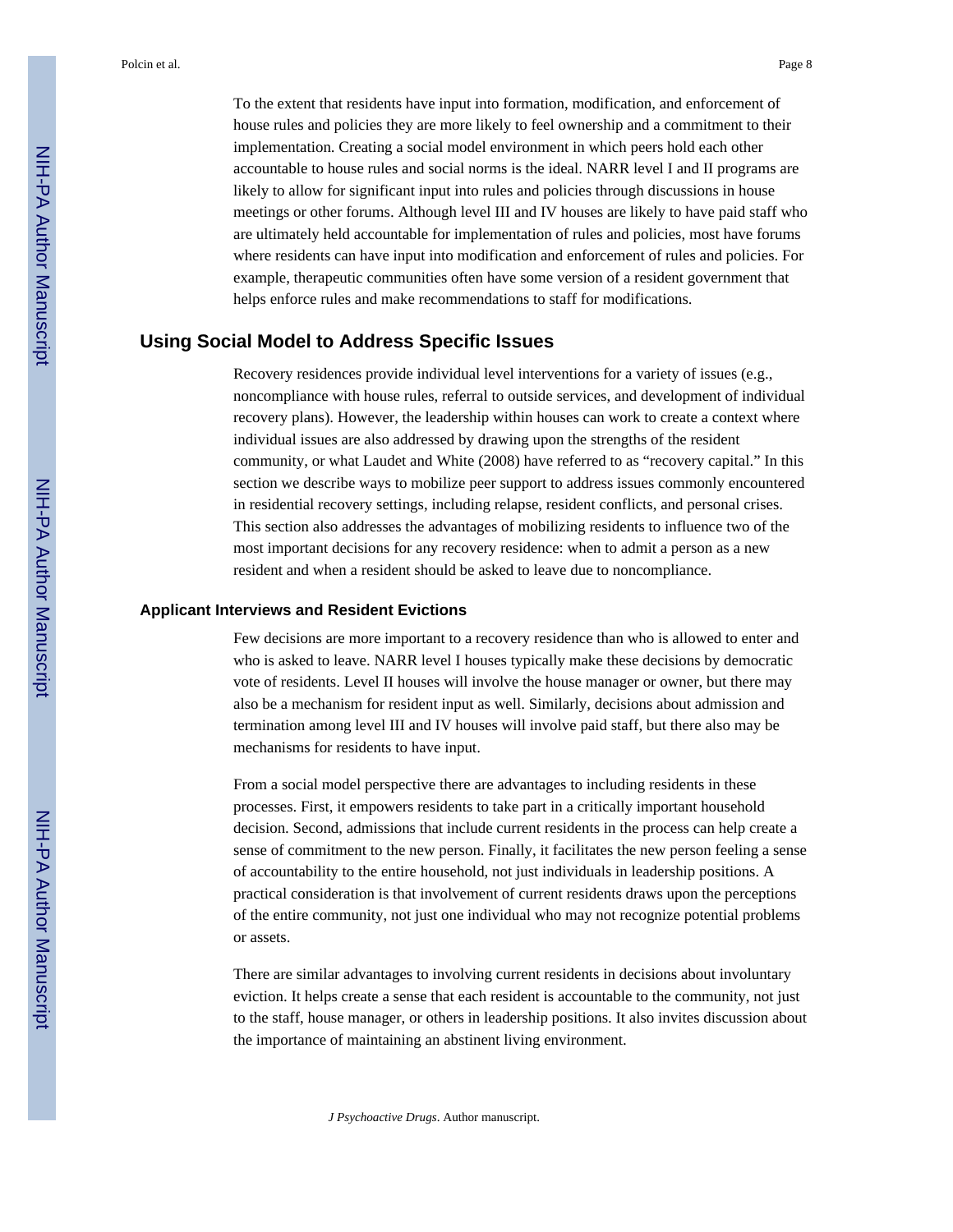To the extent that residents have input into formation, modification, and enforcement of house rules and policies they are more likely to feel ownership and a commitment to their implementation. Creating a social model environment in which peers hold each other accountable to house rules and social norms is the ideal. NARR level I and II programs are likely to allow for significant input into rules and policies through discussions in house meetings or other forums. Although level III and IV houses are likely to have paid staff who are ultimately held accountable for implementation of rules and policies, most have forums where residents can have input into modification and enforcement of rules and policies. For example, therapeutic communities often have some version of a resident government that helps enforce rules and make recommendations to staff for modifications.

## Using Social Model to Address Specific Issues

Recovery residences provide individual level interventions for a variety of issues (e.g., noncompliance with house rules, referral to outside services, and development of individual recovery plans). However, the leadership within houses can work to create a context where individual issues are also addressed by drawing upon the strengths of the resident community, or what Laudet and White (2008) have referred to as "recovery capital." In this section we describe ways to mobilize peer support to address issues commonly encountered in residential recovery settings, including relapse, resident conflicts, and personal crises. This section also addresses the advantages of mobilizing residents to influence two of the most important decisions for any recovery residence: when to admit a person as a new resident and when a resident should be asked to leave due to noncompliance.

### Applicant Interviews and Resident Evictions

Few decisions are more important to a recovery residence than who is allowed to enter and who is asked to leave. NARR level I houses typically make these decisions by democratic vote of residents. Level II houses will involve the house manager or owner, but there may also be a mechanism for resident input as well. Similarly, decisions about admission and termination among level III and IV houses will involve paid staff, but there also may be mechanisms for residents to have input.

From a social model perspective there are advantages to including residents in these processes. First, it empowers residents to take part in a critically important household decision. Second, admissions that include current residents in the process can help create a sense of commitment to the new person. Finally, it facilitates the new person feeling a sense of accountability to the entire household, not just individuals in leadership positions. A practical consideration is that involvement of current residents draws upon the perceptions of the entire community, not just one individual who may not recognize potential problems or assets.

There are similar advantages to involving current residents in decisions about involuntary eviction. It helps create a sense that each resident is accountable to the community, not just to the staff, house manager, or others in leadership positions. It also invites discussion about the importance of maintaining an abstinent living environment.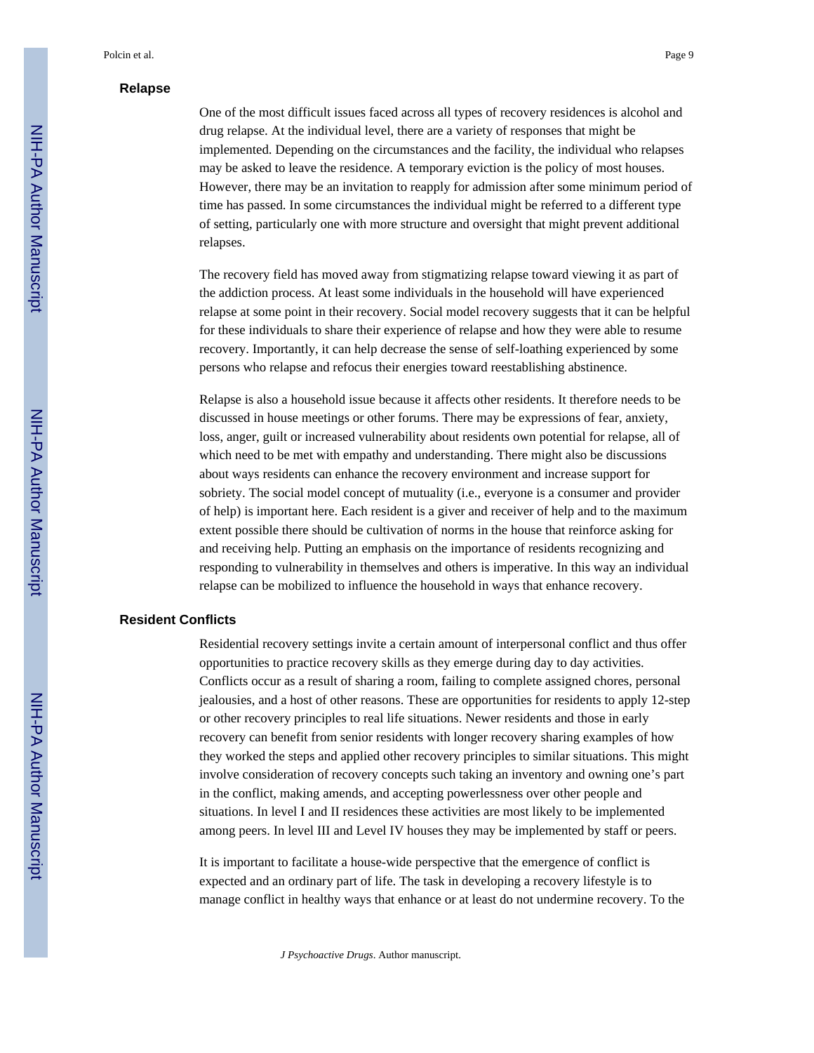## Relapse

One of the most difficult issues faced across all types of recovery residences is alcohol and drug relapse. At the individual level, there are a variety of responses that might be implemented. Depending on the circumstances and the facility, the individual who relapses may be asked to leave the residence. A temporary eviction is the policy of most houses. However, there may be an invitation to reapply for admission after some minimum period of time has passed. In some circumstances the individual might be referred to a different type of setting, particularly one with more structure and oversight that might prevent additional relapses.

The recovery field has moved away from stigmatizing relapse toward viewing it as part of the addiction process. At least some individuals in the household will have experienced relapse at some point in their recovery. Social model recovery suggests that it can be helpful for these individuals to share their experience of relapse and how they were able to resume recovery. Importantly, it can help decrease the sense of self-loathing experienced by some persons who relapse and refocus their energies toward reestablishing abstinence.

Relapse is also a household issue because it affects other residents. It therefore needs to be discussed in house meetings or other forums. There may be expressions of fear, anxiety, loss, anger, guilt or increased vulnerability about residents own potential for relapse, all of which need to be met with empathy and understanding. There might also be discussions about ways residents can enhance the recovery environment and increase support for sobriety. The social model concept of mutuality (i.e., everyone is a consumer and provider of help) is important here. Each resident is a giver and receiver of help and to the maximum extent possible there should be cultivation of norms in the house that reinforce asking for and receiving help. Putting an emphasis on the importance of residents recognizing and responding to vulnerability in themselves and others is imperative. In this way an individual relapse can be mobilized to influence the household in ways that enhance recovery.

## Resident Conflicts

Residential recovery settings invite a certain amount of interpersonal conflict and thus offer opportunities to practice recovery skills as they emerge during day to day activities. Conflicts occur as a result of sharing a room, failing to complete assigned chores, personal jealousies, and a host of other reasons. These are opportunities for residents to apply 12-step or other recovery principles to real life situations. Newer residents and those in early recovery can benefit from senior residents with longer recovery sharing examples of how they worked the steps and applied other recovery principles to similar situations. This might involve consideration of recovery concepts such taking an inventory and owning one's part in the conflict, making amends, and accepting powerlessness over other people and situations. In level I and II residences these activities are most likely to be implemented among peers. In level III and Level IV houses they may be implemented by staff or peers.

It is important to facilitate a house-wide perspective that the emergence of conflict is expected and an ordinary part of life. The task in developing a recovery lifestyle is to manage conflict in healthy ways that enhance or at least do not undermine recovery. To the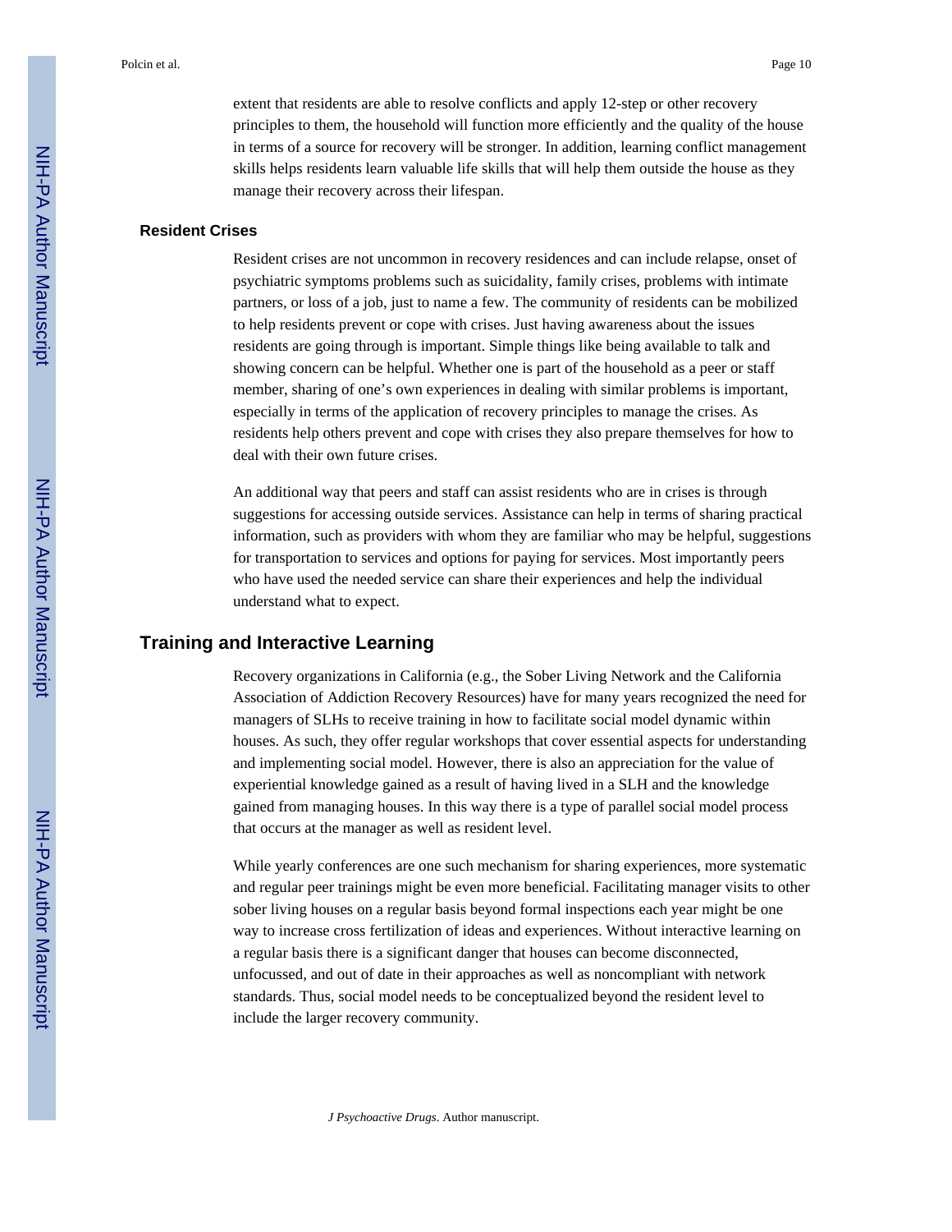extent that residents are able to resolve conflicts and apply 12-step or other recovery principles to them, the household will function more efficiently and the quality of the house in terms of a source for recovery will be stronger. In addition, learning conflict management skills helps residents learn valuable life skills that will help them outside the house as they manage their recovery across their lifespan.

### Resident Crises

Resident crises are not uncommon in recovery residences and can include relapse, onset of psychiatric symptoms problems such as suicidality, family crises, problems with intimate partners, or loss of a job, just to name a few. The community of residents can be mobilized to help residents prevent or cope with crises. Just having awareness about the issues residents are going through is important. Simple things like being available to talk and showing concern can be helpful. Whether one is part of the household as a peer or staff member, sharing of one's own experiences in dealing with similar problems is important, especially in terms of the application of recovery principles to manage the crises. As residents help others prevent and cope with crises they also prepare themselves for how to deal with their own future crises.

An additional way that peers and staff can assist residents who are in crises is through suggestions for accessing outside services. Assistance can help in terms of sharing practical information, such as providers with whom they are familiar who may be helpful, suggestions for transportation to services and options for paying for services. Most importantly peers who have used the needed service can share their experiences and help the individual understand what to expect.

## Training and Interactive Learning

Recovery organizations in California (e.g., the Sober Living Network and the California Association of Addiction Recovery Resources) have for many years recognized the need for managers of SLHs to receive training in how to facilitate social model dynamic within houses. As such, they offer regular workshops that cover essential aspects for understanding and implementing social model. However, there is also an appreciation for the value of experiential knowledge gained as a result of having lived in a SLH and the knowledge gained from managing houses. In this way there is a type of parallel social model process that occurs at the manager as well as resident level.

While yearly conferences are one such mechanism for sharing experiences, more systematic and regular peer trainings might be even more beneficial. Facilitating manager visits to other sober living houses on a regular basis beyond formal inspections each year might be one way to increase cross fertilization of ideas and experiences. Without interactive learning on a regular basis there is a significant danger that houses can become disconnected, unfocussed, and out of date in their approaches as well as noncompliant with network standards. Thus, social model needs to be conceptualized beyond the resident level to include the larger recovery community.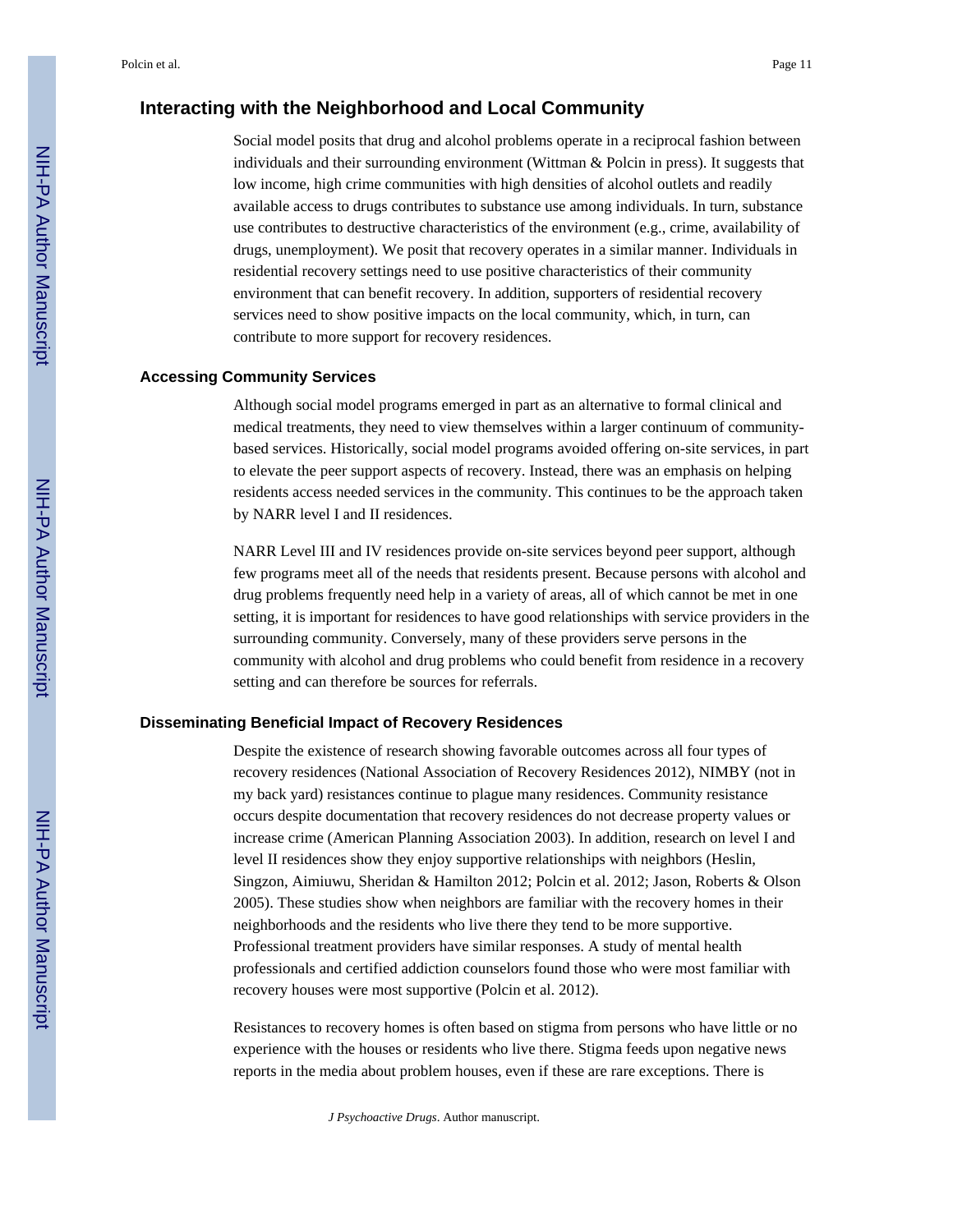## Interacting with the Neighborhood and Local Community

Social model posits that drug and alcohol problems operate in a reciprocal fashion between individuals and their surrounding environment (Wittman & Polcin in press). It suggests that low income, high crime communities with high densities of alcohol outlets and readily available access to drugs contributes to substance use among individuals. In turn, substance use contributes to destructive characteristics of the environment (e.g., crime, availability of drugs, unemployment). We posit that recovery operates in a similar manner. Individuals in residential recovery settings need to use positive characteristics of their community environment that can benefit recovery. In addition, supporters of residential recovery services need to show positive impacts on the local community, which, in turn, can contribute to more support for recovery residences.

### Accessing Community Services

Although social model programs emerged in part as an alternative to formal clinical and medical treatments, they need to view themselves within a larger continuum of community-based services. Historically, social model programs avoided offering on-site services, in part to elevate the peer support aspects of recovery. Instead, there was an emphasis on helping residents access needed services in the community. This continues to be the approach taken by NARR level I and II residences.

NARR Level III and IV residences provide on-site services beyond peer support, although few programs meet all of the needs that residents present. Because persons with alcohol and drug problems frequently need help in a variety of areas, all of which cannot be met in one setting, it is important for residences to have good relationships with service providers in the surrounding community. Conversely, many of these providers serve persons in the community with alcohol and drug problems who could benefit from residence in a recovery setting and can therefore be sources for referrals.

### Disseminating Beneficial Impact of Recovery Residences

Despite the existence of research showing favorable outcomes across all four types of recovery residences (National Association of Recovery Residences 2012), NIMBY (not in my back yard) resistances continue to plague many residences. Community resistance occurs despite documentation that recovery residences do not decrease property values or increase crime (American Planning Association 2003). In addition, research on level I and level II residences show they enjoy supportive relationships with neighbors (Heslin, Singzon, Aimiuwu, Sheridan & Hamilton 2012; Polcin et al. 2012; Jason, Roberts & Olson 2005). These studies show when neighbors are familiar with the recovery homes in their neighborhoods and the residents who live there they tend to be more supportive. Professional treatment providers have similar responses. A study of mental health professionals and certified addiction counselors found those who were most familiar with recovery houses were most supportive (Polcin et al. 2012).

Resistances to recovery homes is often based on stigma from persons who have little or no experience with the houses or residents who live there. Stigma feeds upon negative news reports in the media about problem houses, even if these are rare exceptions. There is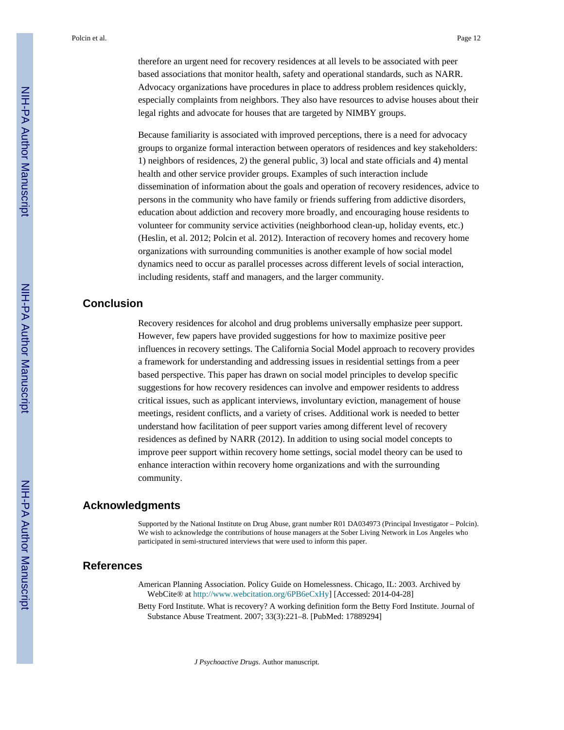therefore an urgent need for recovery residences at all levels to be associated with peer based associations that monitor health, safety and operational standards, such as NARR. Advocacy organizations have procedures in place to address problem residences quickly, especially complaints from neighbors. They also have resources to advise houses about their legal rights and advocate for houses that are targeted by NIMBY groups.

Because familiarity is associated with improved perceptions, there is a need for advocacy groups to organize formal interaction between operators of residences and key stakeholders: 1) neighbors of residences, 2) the general public, 3) local and state officials and 4) mental health and other service provider groups. Examples of such interaction include dissemination of information about the goals and operation of recovery residences, advice to persons in the community who have family or friends suffering from addictive disorders, education about addiction and recovery more broadly, and encouraging house residents to volunteer for community service activities (neighborhood clean-up, holiday events, etc.) (Heslin, et al. 2012; Polcin et al. 2012). Interaction of recovery homes and recovery home organizations with surrounding communities is another example of how social model dynamics need to occur as parallel processes across different levels of social interaction, including residents, staff and managers, and the larger community.

## Conclusion

Recovery residences for alcohol and drug problems universally emphasize peer support. However, few papers have provided suggestions for how to maximize positive peer influences in recovery settings. The California Social Model approach to recovery provides a framework for understanding and addressing issues in residential settings from a peer based perspective. This paper has drawn on social model principles to develop specific suggestions for how recovery residences can involve and empower residents to address critical issues, such as applicant interviews, involuntary eviction, management of house meetings, resident conflicts, and a variety of crises. Additional work is needed to better understand how facilitation of peer support varies among different level of recovery residences as defined by NARR (2012). In addition to using social model concepts to improve peer support within recovery home settings, social model theory can be used to enhance interaction within recovery home organizations and with the surrounding community.

## Acknowledgments

Supported by the National Institute on Drug Abuse, grant number R01 DA034973 (Principal Investigator – Polcin). We wish to acknowledge the contributions of house managers at the Sober Living Network in Los Angeles who participated in semi-structured interviews that were used to inform this paper.

## References

American Planning Association. Policy Guide on Homelessness. Chicago, IL: 2003. Archived by WebCite® at http://www.webcitation.org/6PB6eCxHy] [Accessed: 2014-04-28]

Betty Ford Institute. What is recovery? A working definition form the Betty Ford Institute. Journal of Substance Abuse Treatment. 2007; 33(3):221–8. [PubMed: 17889294]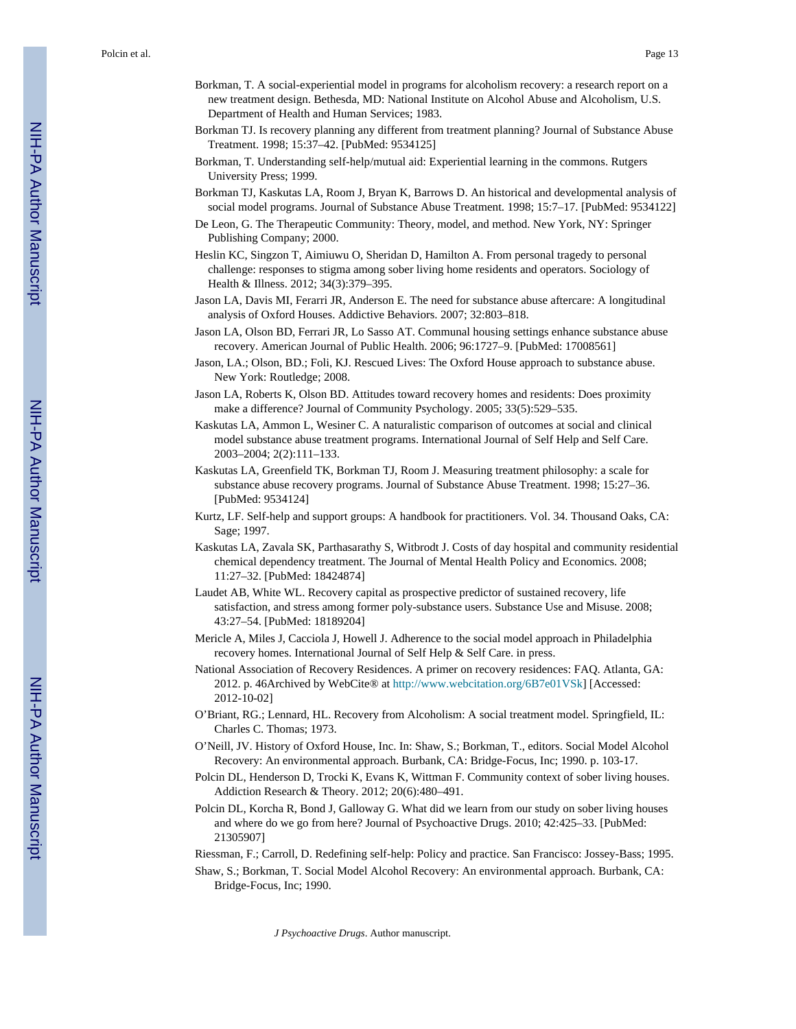Borkman, T. A social-experiential model in programs for alcoholism recovery: a research report on a new treatment design. Bethesda, MD: National Institute on Alcohol Abuse and Alcoholism, U.S. Department of Health and Human Services; 1983.

Borkman TJ. Is recovery planning any different from treatment planning? Journal of Substance Abuse Treatment. 1998; 15:37–42. [PubMed: 9534125]

Borkman, T. Understanding self-help/mutual aid: Experiential learning in the commons. Rutgers University Press; 1999.

Borkman TJ, Kaskutas LA, Room J, Bryan K, Barrows D. An historical and developmental analysis of social model programs. Journal of Substance Abuse Treatment. 1998; 15:7–17. [PubMed: 9534122]

De Leon, G. The Therapeutic Community: Theory, model, and method. New York, NY: Springer Publishing Company; 2000.

Heslin KC, Singzon T, Aimiuwu O, Sheridan D, Hamilton A. From personal tragedy to personal challenge: responses to stigma among sober living home residents and operators. Sociology of Health & Illness. 2012; 34(3):379–395.

Jason LA, Davis MI, Ferarri JR, Anderson E. The need for substance abuse aftercare: A longitudinal analysis of Oxford Houses. Addictive Behaviors. 2007; 32:803–818.

Jason LA, Olson BD, Ferrari JR, Lo Sasso AT. Communal housing settings enhance substance abuse recovery. American Journal of Public Health. 2006; 96:1727–9. [PubMed: 17008561]

Jason, LA.; Olson, BD.; Foli, KJ. Rescued Lives: The Oxford House approach to substance abuse. New York: Routledge; 2008.

Jason LA, Roberts K, Olson BD. Attitudes toward recovery homes and residents: Does proximity make a difference? Journal of Community Psychology. 2005; 33(5):529–535.

Kaskutas LA, Ammon L, Wesiner C. A naturalistic comparison of outcomes at social and clinical model substance abuse treatment programs. International Journal of Self Help and Self Care. 2003–2004; 2(2):111–133.

Kaskutas LA, Greenfield TK, Borkman TJ, Room J. Measuring treatment philosophy: a scale for substance abuse recovery programs. Journal of Substance Abuse Treatment. 1998; 15:27–36. [PubMed: 9534124]

Kurtz, LF. Self-help and support groups: A handbook for practitioners. Vol. 34. Thousand Oaks, CA: Sage; 1997.

Kaskutas LA, Zavala SK, Parthasarathy S, Witbrodt J. Costs of day hospital and community residential chemical dependency treatment. The Journal of Mental Health Policy and Economics. 2008; 11:27–32. [PubMed: 18424874]

Laudet AB, White WL. Recovery capital as prospective predictor of sustained recovery, life satisfaction, and stress among former poly-substance users. Substance Use and Misuse. 2008; 43:27–54. [PubMed: 18189204]

Mericle A, Miles J, Cacciola J, Howell J. Adherence to the social model approach in Philadelphia recovery homes. International Journal of Self Help & Self Care. in press.

National Association of Recovery Residences. A primer on recovery residences: FAQ. Atlanta, GA: 2012. p. 46Archived by WebCite® at http://www.webcitation.org/6B7e01VSk] [Accessed: 2012-10-02]

O'Briant, RG.; Lennard, HL. Recovery from Alcoholism: A social treatment model. Springfield, IL: Charles C. Thomas; 1973.

O'Neill, JV. History of Oxford House, Inc. In: Shaw, S.; Borkman, T., editors. Social Model Alcohol Recovery: An environmental approach. Burbank, CA: Bridge-Focus, Inc; 1990. p. 103-17.

Polcin DL, Henderson D, Trocki K, Evans K, Wittman F. Community context of sober living houses. Addiction Research & Theory. 2012; 20(6):480–491.

Polcin DL, Korcha R, Bond J, Galloway G. What did we learn from our study on sober living houses and where do we go from here? Journal of Psychoactive Drugs. 2010; 42:425–33. [PubMed: 21305907]

Riessman, F.; Carroll, D. Redefining self-help: Policy and practice. San Francisco: Jossey-Bass; 1995.

Shaw, S.; Borkman, T. Social Model Alcohol Recovery: An environmental approach. Burbank, CA: Bridge-Focus, Inc; 1990.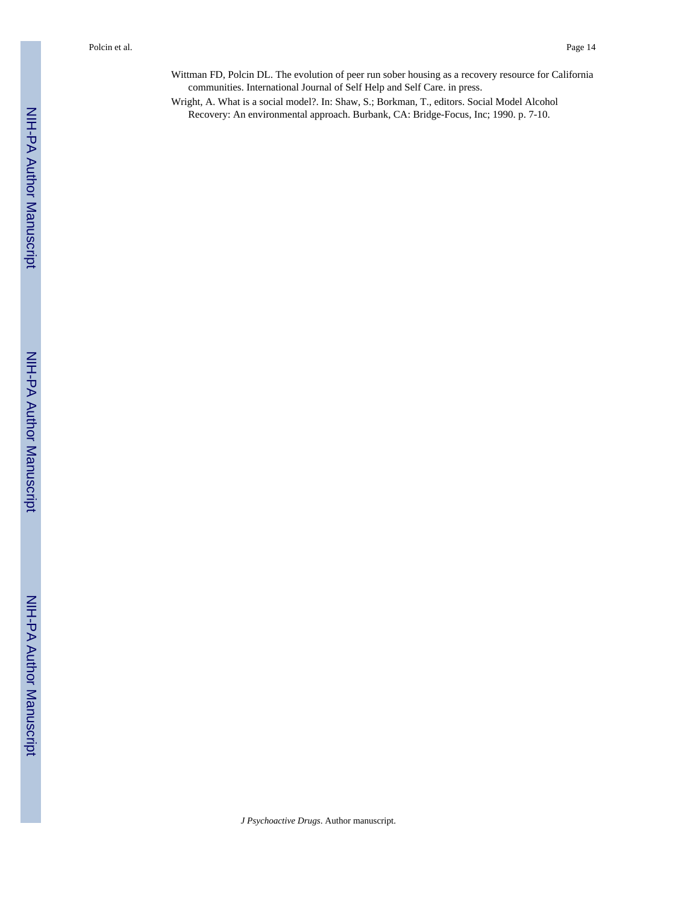Wittman FD, Polcin DL. The evolution of peer run sober housing as a recovery resource for California communities. International Journal of Self Help and Self Care. in press.

Wright, A. What is a social model?. In: Shaw, S.; Borkman, T., editors. Social Model Alcohol Recovery: An environmental approach. Burbank, CA: Bridge-Focus, Inc; 1990. p. 7-10.